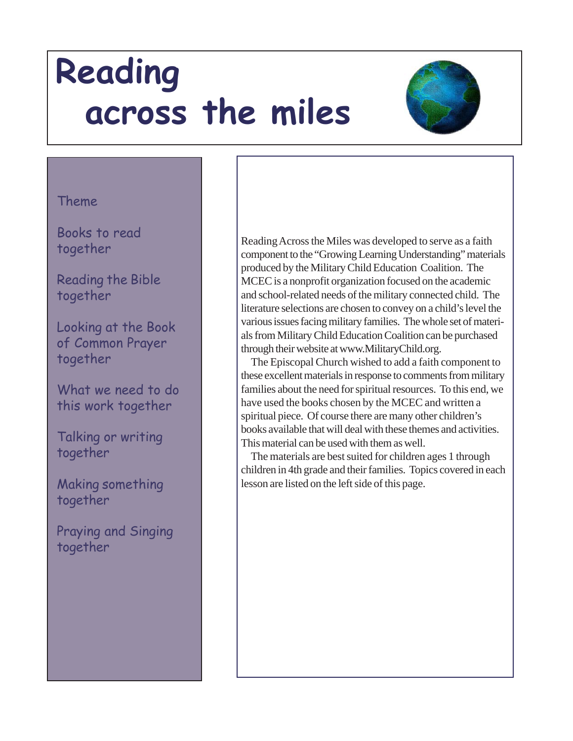# Reading across the miles

Theme

Books to read together

Reading the Bible together

Looking at the Book of Common Prayer together

What we need to do this work together

Talking or writing together

Making something together

Praying and Singing together

Reading Across the Miles was developed to serve as a faith component to the "Growing Learning Understanding" materials produced by the Military Child Education Coalition. The MCEC is a nonprofit organization focused on the academic and school-related needs of the military connected child. The literature selections are chosen to convey on a child's level the various issues facing military families. The whole set of materials from Military Child Education Coalition can be purchased through their website at www.MilitaryChild.org.

The Episcopal Church wished to add a faith component to these excellent materials in response to comments from military families about the need for spiritual resources. To this end, we have used the books chosen by the MCEC and written a spiritual piece. Of course there are many other children's books available that will deal with these themes and activities. This material can be used with them as well.

The materials are best suited for children ages 1 through children in 4th grade and their families. Topics covered in each lesson are listed on the left side of this page.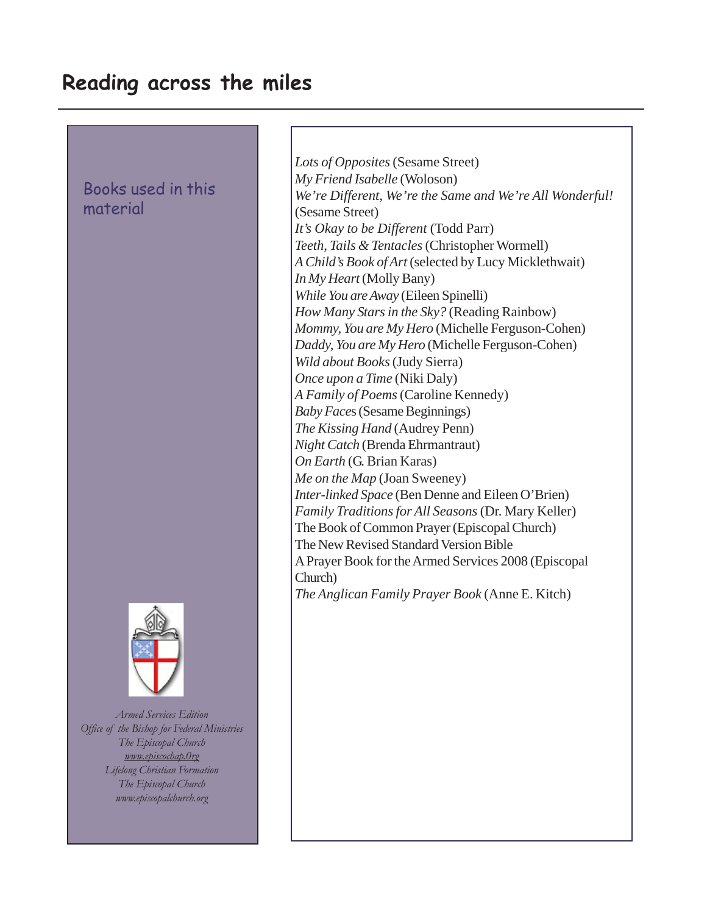# Reading across the miles

## Books used in this material

*Lots of Opposites* (Sesame Street)
*My Friend Isabelle* (Woloson)
*We're Different, We're the Same and We're All Wonderful!* (Sesame Street)
*It's Okay to be Different* (Todd Parr)
*Teeth, Tails & Tentacles* (Christopher Wormell)
*A Child's Book of Art* (selected by Lucy Micklethwait)
*In My Heart* (Molly Bany)
*While You are Away* (Eileen Spinelli)
*How Many Stars in the Sky?* (Reading Rainbow)
*Mommy, You are My Hero* (Michelle Ferguson-Cohen)
*Daddy, You are My Hero* (Michelle Ferguson-Cohen)
*Wild about Books* (Judy Sierra)
*Once upon a Time* (Niki Daly)
*A Family of Poems* (Caroline Kennedy)
*Baby Faces* (Sesame Beginnings)
*The Kissing Hand* (Audrey Penn)
*Night Catch* (Brenda Ehrmantraut)
*On Earth* (G. Brian Karas)
*Me on the Map* (Joan Sweeney)
*Inter-linked Space* (Ben Denne and Eileen O'Brien)
*Family Traditions for All Seasons* (Dr. Mary Keller)
The Book of Common Prayer (Episcopal Church)
The New Revised Standard Version Bible
A Prayer Book for the Armed Services 2008 (Episcopal Church)
*The Anglican Family Prayer Book* (Anne E. Kitch)

*Armed Services Edition*
*Office of the Bishop for Federal Ministries*
*The Episcopal Church*
*www.episcochap.Org*
*Lifelong Christian Formation*
*The Episcopal Church*
*www.episcopalchurch.org*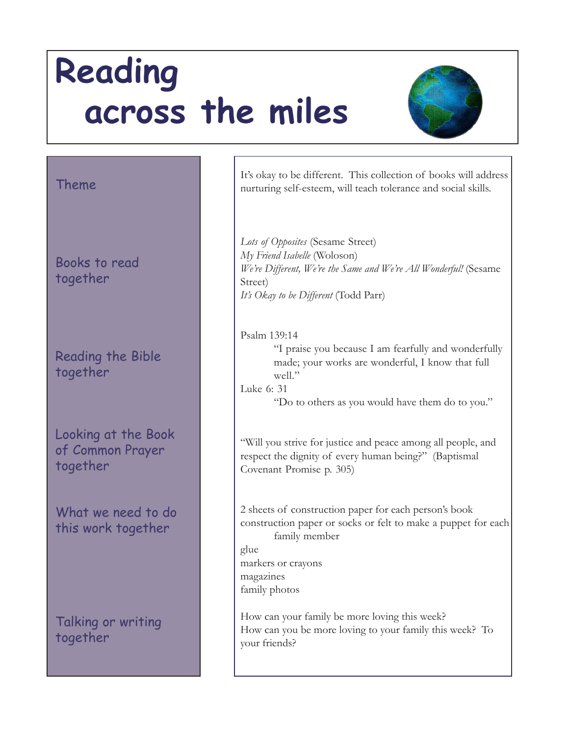# Reading across the miles

## Theme

It's okay to be different. This collection of books will address nurturing self-esteem, will teach tolerance and social skills.

## Books to read together

*Lots of Opposites* (Sesame Street)
*My Friend Isabelle* (Woloson)
*We're Different, We're the Same and We're All Wonderful!* (Sesame Street)
*It's Okay to be Different* (Todd Parr)

## Reading the Bible together

Psalm 139:14

> "I praise you because I am fearfully and wonderfully made; your works are wonderful, I know that full well."

Luke 6: 31

> "Do to others as you would have them do to you."

## Looking at the Book of Common Prayer together

"Will you strive for justice and peace among all people, and respect the dignity of every human being?" (Baptismal Covenant Promise p. 305)

## What we need to do this work together

2 sheets of construction paper for each person's book
construction paper or socks or felt to make a puppet for each family member
glue
markers or crayons
magazines
family photos

## Talking or writing together

How can your family be more loving this week?
How can you be more loving to your family this week? To your friends?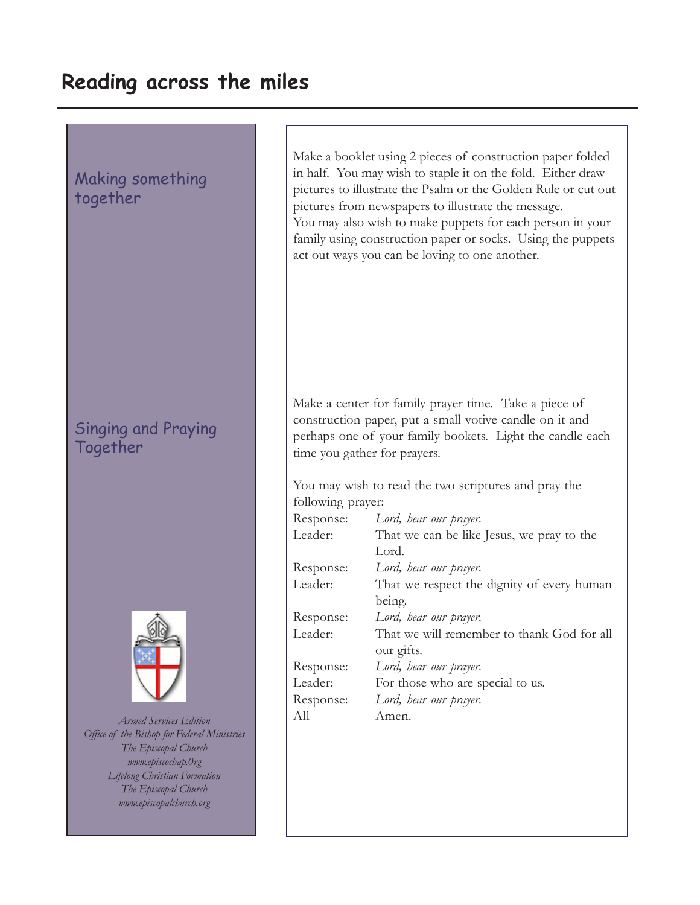# Reading across the miles

## Making something together

Make a booklet using 2 pieces of construction paper folded in half. You may wish to staple it on the fold. Either draw pictures to illustrate the Psalm or the Golden Rule or cut out pictures from newspapers to illustrate the message.
You may also wish to make puppets for each person in your family using construction paper or socks. Using the puppets act out ways you can be loving to one another.

## Singing and Praying Together

Make a center for family prayer time. Take a piece of construction paper, put a small votive candle on it and perhaps one of your family bookets. Light the candle each time you gather for prayers.

You may wish to read the two scriptures and pray the following prayer:

Response: *Lord, hear our prayer.*
Leader: That we can be like Jesus, we pray to the Lord.
Response: *Lord, hear our prayer.*
Leader: That we respect the dignity of every human being.
Response: *Lord, hear our prayer.*
Leader: That we will remember to thank God for all our gifts.
Response: *Lord, hear our prayer.*
Leader: For those who are special to us.
Response: *Lord, hear our prayer.*
All Amen.

*Armed Services Edition*
*Office of the Bishop for Federal Ministries*
*The Episcopal Church*
*www.episcochap.0rg*
*Lifelong Christian Formation*
*The Episcopal Church*
*www.episcopalchurch.org*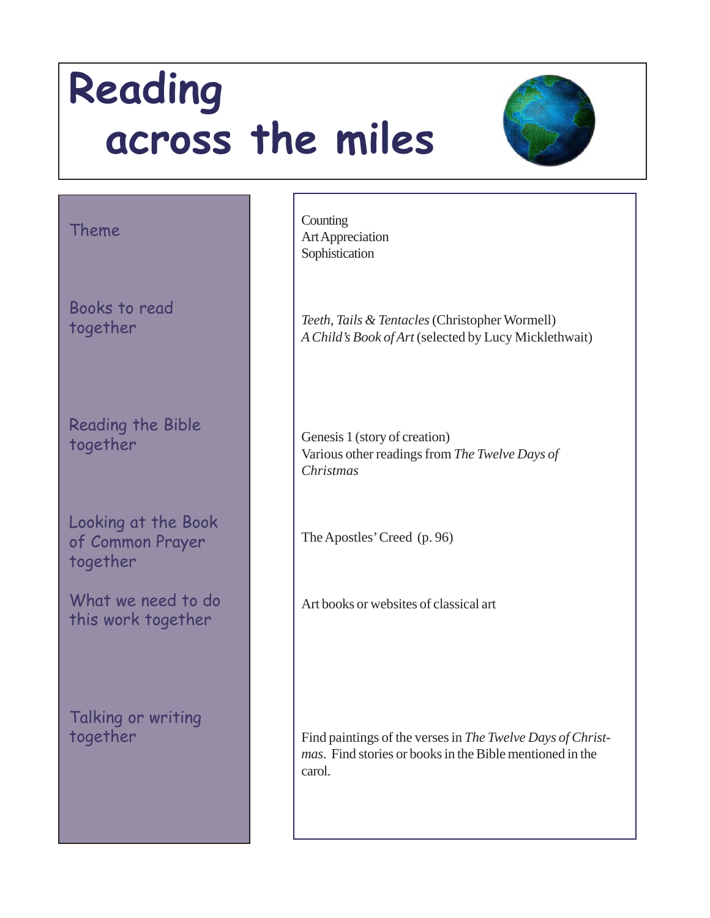# Reading across the miles

| | |
|---|---|
| Theme | Counting<br>Art Appreciation<br>Sophistication |
| Books to read together | *Teeth, Tails & Tentacles* (Christopher Wormell)<br>*A Child's Book of Art* (selected by Lucy Micklethwait) |
| Reading the Bible together | Genesis 1 (story of creation)<br>Various other readings from *The Twelve Days of Christmas* |
| Looking at the Book of Common Prayer together | The Apostles' Creed (p. 96) |
| What we need to do this work together | Art books or websites of classical art |
| Talking or writing together | Find paintings of the verses in *The Twelve Days of Christmas*. Find stories or books in the Bible mentioned in the carol. |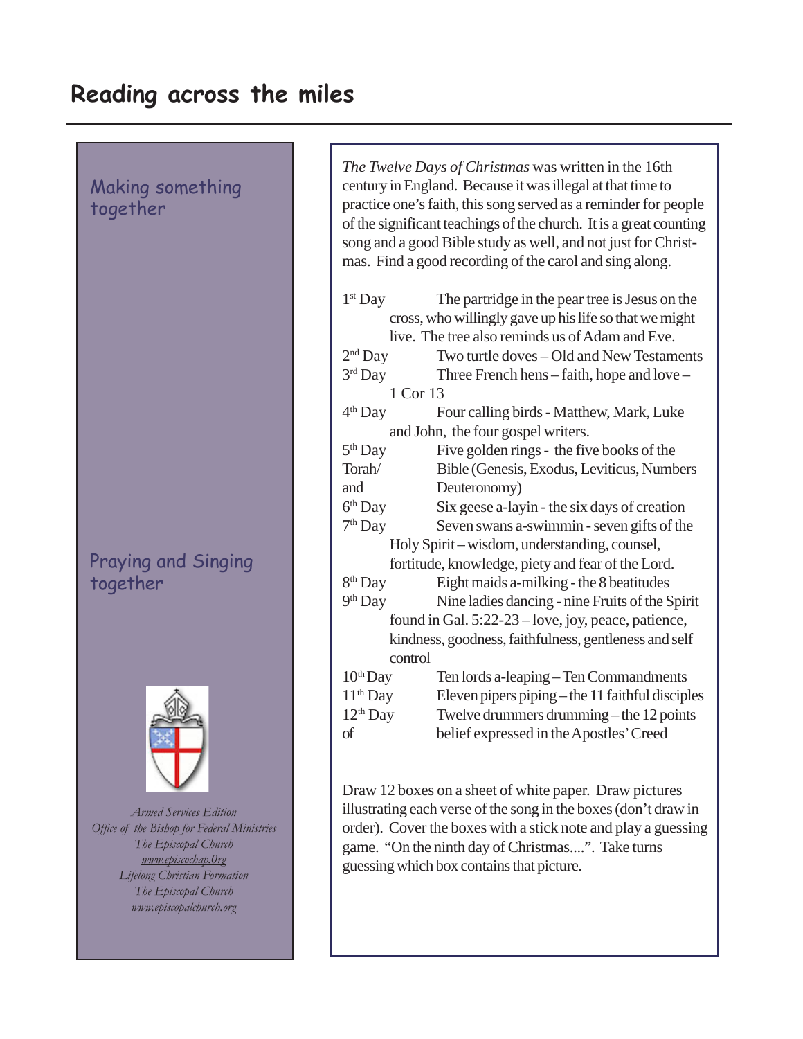# Reading across the miles

## Making something together

## Praying and Singing together

*Armed Services Edition*
*Office of the Bishop for Federal Ministries*
*The Episcopal Church*
*www.episcochap.Org*
*Lifelong Christian Formation*
*The Episcopal Church*
*www.episcopalchurch.org*

*The Twelve Days of Christmas* was written in the 16th century in England. Because it was illegal at that time to practice one's faith, this song served as a reminder for people of the significant teachings of the church. It is a great counting song and a good Bible study as well, and not just for Christmas. Find a good recording of the carol and sing along.

1st Day — The partridge in the pear tree is Jesus on the cross, who willingly gave up his life so that we might live. The tree also reminds us of Adam and Eve.

2nd Day — Two turtle doves – Old and New Testaments

3rd Day — Three French hens – faith, hope and love – 1 Cor 13

4th Day — Four calling birds - Matthew, Mark, Luke and John, the four gospel writers.

5th Day — Five golden rings - the five books of the Torah/Bible (Genesis, Exodus, Leviticus, Numbers and Deuteronomy)

6th Day — Six geese a-layin - the six days of creation

7th Day — Seven swans a-swimmin - seven gifts of the Holy Spirit – wisdom, understanding, counsel, fortitude, knowledge, piety and fear of the Lord.

8th Day — Eight maids a-milking - the 8 beatitudes

9th Day — Nine ladies dancing - nine Fruits of the Spirit found in Gal. 5:22-23 – love, joy, peace, patience, kindness, goodness, faithfulness, gentleness and self control

10th Day — Ten lords a-leaping – Ten Commandments

11th Day — Eleven pipers piping – the 11 faithful disciples

12th Day — Twelve drummers drumming – the 12 points of belief expressed in the Apostles' Creed

Draw 12 boxes on a sheet of white paper. Draw pictures illustrating each verse of the song in the boxes (don't draw in order). Cover the boxes with a stick note and play a guessing game. "On the ninth day of Christmas....". Take turns guessing which box contains that picture.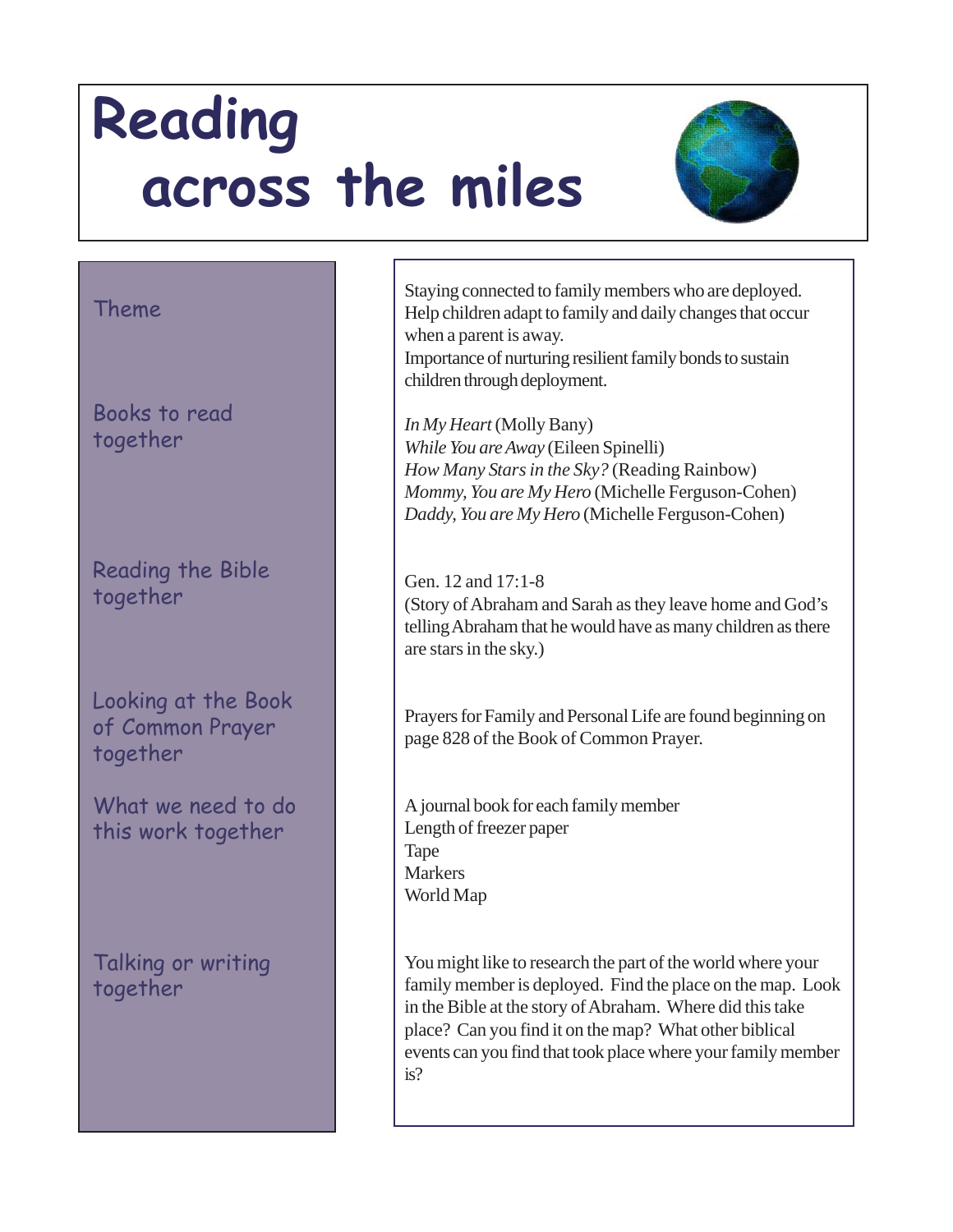# Reading across the miles

## Theme

Staying connected to family members who are deployed.
Help children adapt to family and daily changes that occur when a parent is away.
Importance of nurturing resilient family bonds to sustain children through deployment.

## Books to read together

*In My Heart* (Molly Bany)
*While You are Away* (Eileen Spinelli)
*How Many Stars in the Sky?* (Reading Rainbow)
*Mommy, You are My Hero* (Michelle Ferguson-Cohen)
*Daddy, You are My Hero* (Michelle Ferguson-Cohen)

## Reading the Bible together

Gen. 12 and 17:1-8
(Story of Abraham and Sarah as they leave home and God's telling Abraham that he would have as many children as there are stars in the sky.)

## Looking at the Book of Common Prayer together

Prayers for Family and Personal Life are found beginning on page 828 of the Book of Common Prayer.

## What we need to do this work together

A journal book for each family member
Length of freezer paper
Tape
Markers
World Map

## Talking or writing together

You might like to research the part of the world where your family member is deployed. Find the place on the map. Look in the Bible at the story of Abraham. Where did this take place? Can you find it on the map? What other biblical events can you find that took place where your family member is?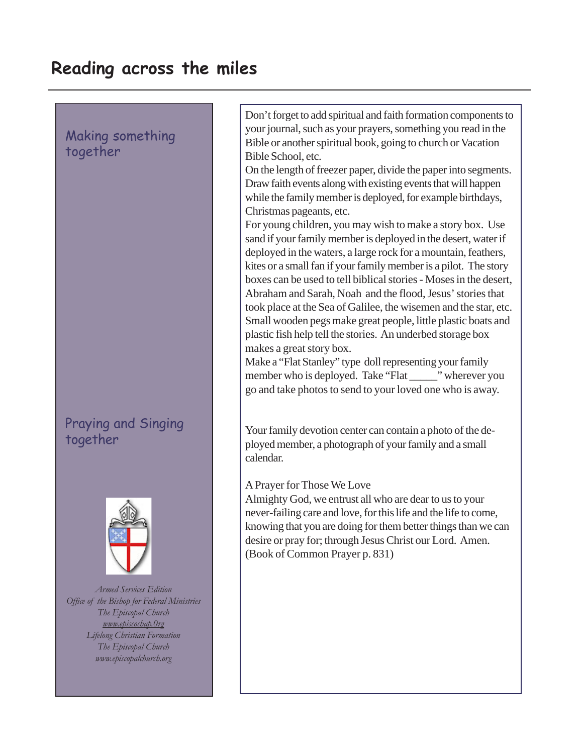# Reading across the miles

## Making something together

Don't forget to add spiritual and faith formation components to your journal, such as your prayers, something you read in the Bible or another spiritual book, going to church or Vacation Bible School, etc.

On the length of freezer paper, divide the paper into segments. Draw faith events along with existing events that will happen while the family member is deployed, for example birthdays, Christmas pageants, etc.

For young children, you may wish to make a story box. Use sand if your family member is deployed in the desert, water if deployed in the waters, a large rock for a mountain, feathers, kites or a small fan if your family member is a pilot. The story boxes can be used to tell biblical stories - Moses in the desert, Abraham and Sarah, Noah and the flood, Jesus' stories that took place at the Sea of Galilee, the wisemen and the star, etc. Small wooden pegs make great people, little plastic boats and plastic fish help tell the stories. An underbed storage box makes a great story box.

Make a "Flat Stanley" type doll representing your family member who is deployed. Take "Flat _____" wherever you go and take photos to send to your loved one who is away.

## Praying and Singing together

Your family devotion center can contain a photo of the deployed member, a photograph of your family and a small calendar.

A Prayer for Those We Love

Almighty God, we entrust all who are dear to us to your never-failing care and love, for this life and the life to come, knowing that you are doing for them better things than we can desire or pray for; through Jesus Christ our Lord. Amen. (Book of Common Prayer p. 831)

*Armed Services Edition*
*Office of the Bishop for Federal Ministries*
*The Episcopal Church*
*www.episcochap.Org*
*Lifelong Christian Formation*
*The Episcopal Church*
*www.episcopalchurch.org*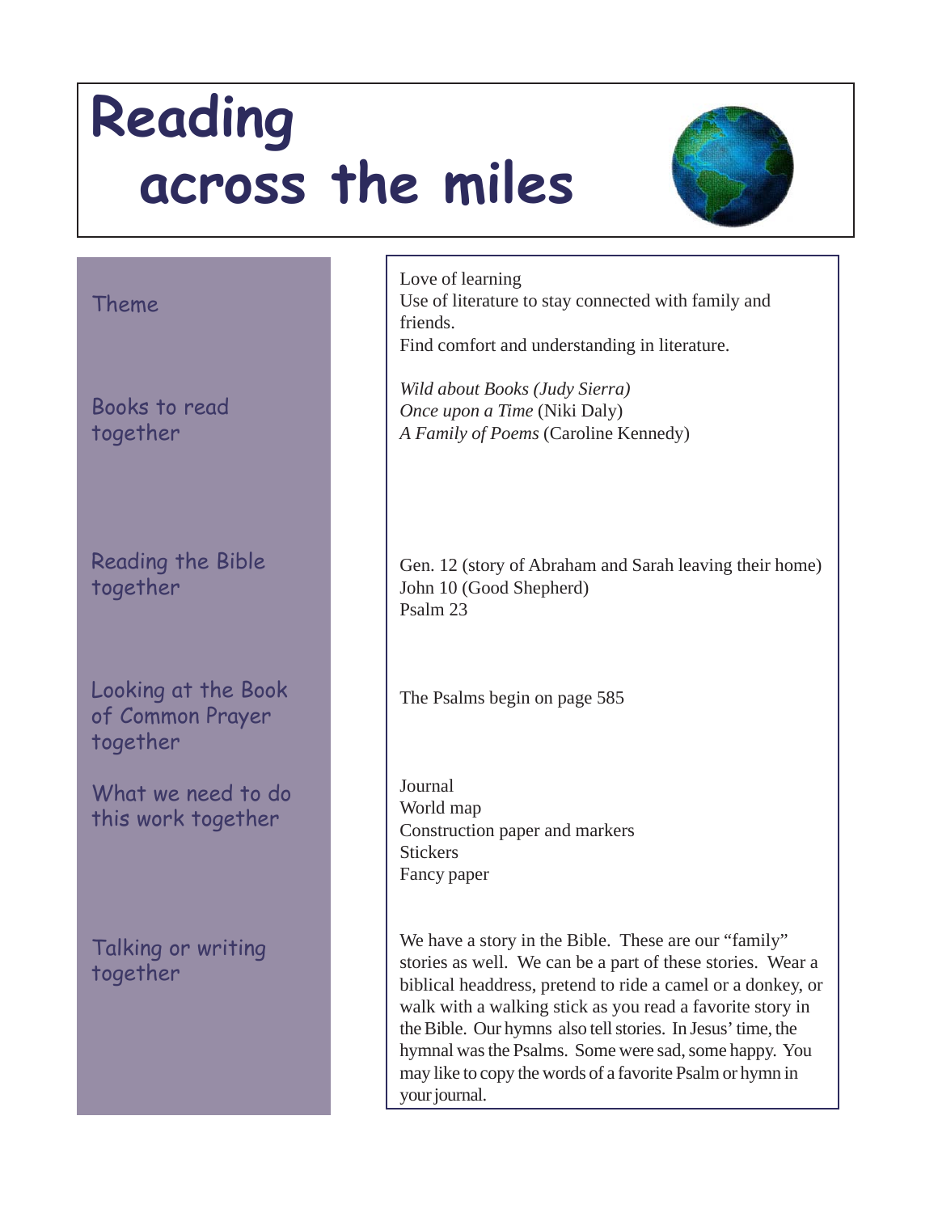# Reading across the miles

## Theme

Love of learning
Use of literature to stay connected with family and friends.
Find comfort and understanding in literature.

## Books to read together

*Wild about Books (Judy Sierra)*
*Once upon a Time* (Niki Daly)
*A Family of Poems* (Caroline Kennedy)

## Reading the Bible together

Gen. 12 (story of Abraham and Sarah leaving their home)
John 10 (Good Shepherd)
Psalm 23

## Looking at the Book of Common Prayer together

The Psalms begin on page 585

## What we need to do this work together

Journal
World map
Construction paper and markers
Stickers
Fancy paper

## Talking or writing together

We have a story in the Bible. These are our "family" stories as well. We can be a part of these stories. Wear a biblical headdress, pretend to ride a camel or a donkey, or walk with a walking stick as you read a favorite story in the Bible. Our hymns also tell stories. In Jesus' time, the hymnal was the Psalms. Some were sad, some happy. You may like to copy the words of a favorite Psalm or hymn in your journal.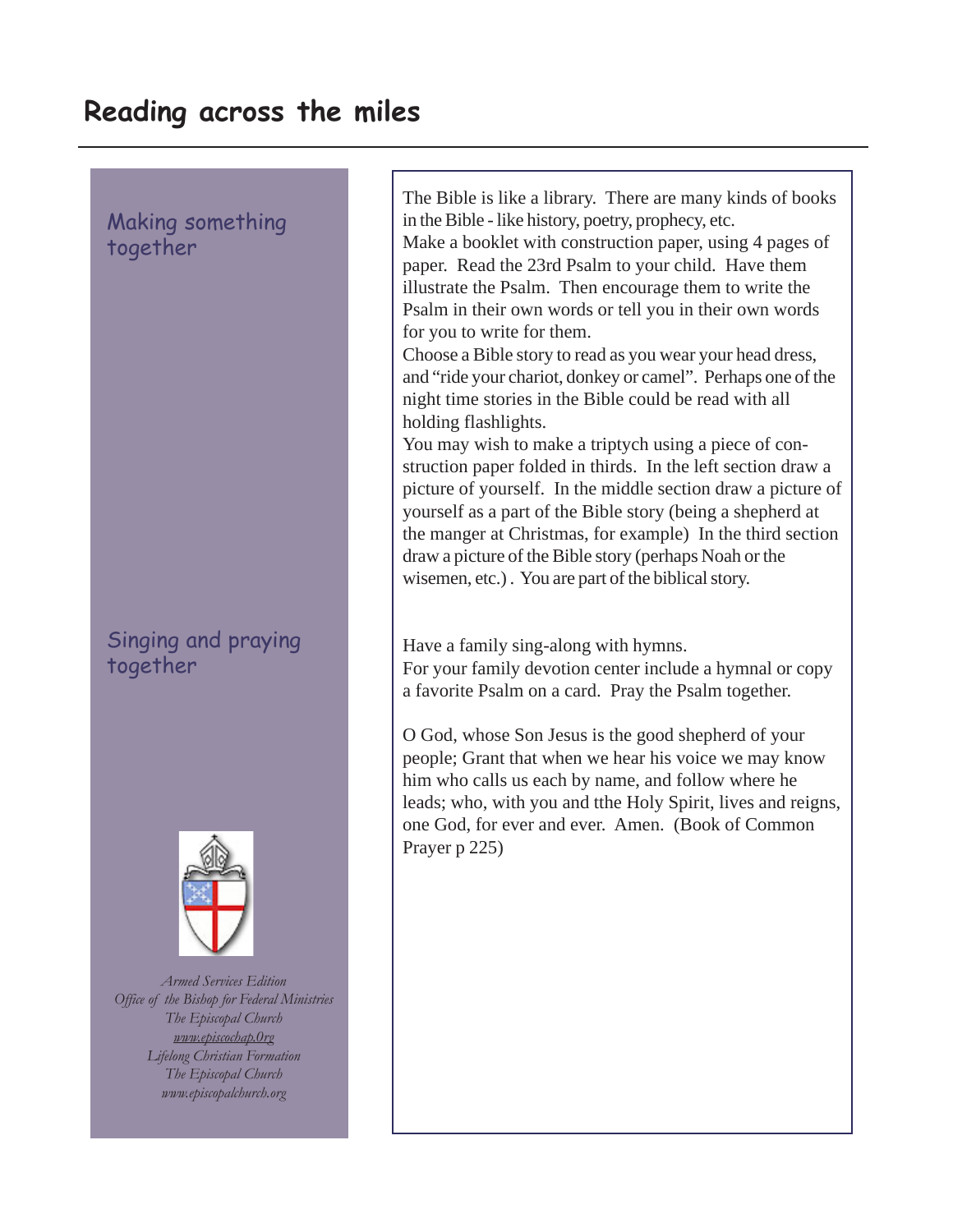# Reading across the miles

## Making something together

The Bible is like a library. There are many kinds of books in the Bible - like history, poetry, prophecy, etc.

Make a booklet with construction paper, using 4 pages of paper. Read the 23rd Psalm to your child. Have them illustrate the Psalm. Then encourage them to write the Psalm in their own words or tell you in their own words for you to write for them.

Choose a Bible story to read as you wear your head dress, and "ride your chariot, donkey or camel". Perhaps one of the night time stories in the Bible could be read with all holding flashlights.

You may wish to make a triptych using a piece of construction paper folded in thirds. In the left section draw a picture of yourself. In the middle section draw a picture of yourself as a part of the Bible story (being a shepherd at the manger at Christmas, for example) In the third section draw a picture of the Bible story (perhaps Noah or the wisemen, etc.) . You are part of the biblical story.

## Singing and praying together

Have a family sing-along with hymns.

For your family devotion center include a hymnal or copy a favorite Psalm on a card. Pray the Psalm together.

O God, whose Son Jesus is the good shepherd of your people; Grant that when we hear his voice we may know him who calls us each by name, and follow where he leads; who, with you and tthe Holy Spirit, lives and reigns, one God, for ever and ever. Amen. (Book of Common Prayer p 225)

*Armed Services Edition*
*Office of the Bishop for Federal Ministries*
*The Episcopal Church*
*www.episcochap.0rg*
*Lifelong Christian Formation*
*The Episcopal Church*
*www.episcopalchurch.org*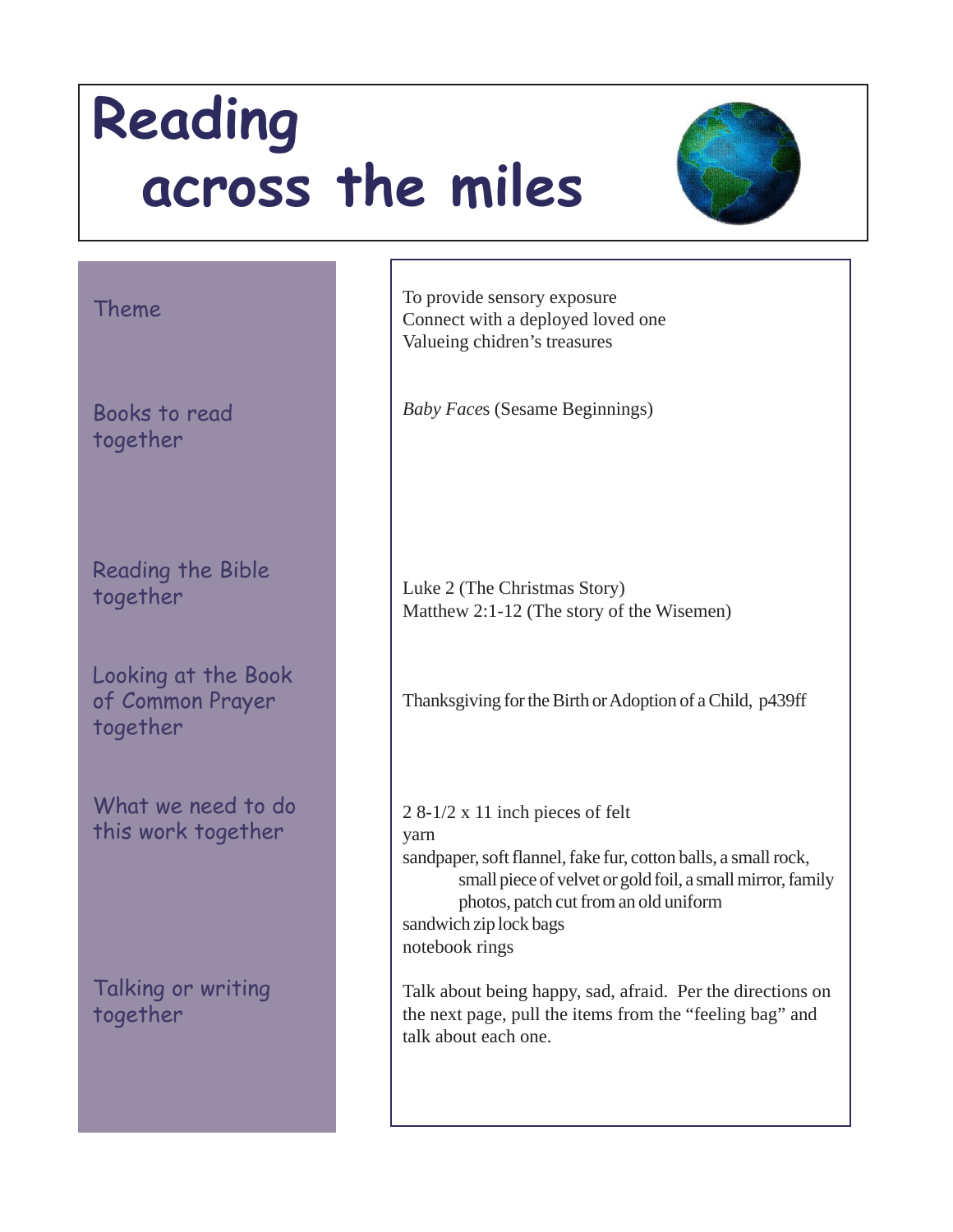# Reading across the miles

| | |
|---|---|
| Theme | To provide sensory exposure<br>Connect with a deployed loved one<br>Valueing chidren's treasures |
| Books to read together | *Baby Face*s (Sesame Beginnings) |
| Reading the Bible together | Luke 2 (The Christmas Story)<br>Matthew 2:1-12 (The story of the Wisemen) |
| Looking at the Book of Common Prayer together | Thanksgiving for the Birth or Adoption of a Child, p439ff |
| What we need to do this work together | 2 8-1/2 x 11 inch pieces of felt<br>yarn<br>sandpaper, soft flannel, fake fur, cotton balls, a small rock, small piece of velvet or gold foil, a small mirror, family photos, patch cut from an old uniform<br>sandwich zip lock bags<br>notebook rings |
| Talking or writing together | Talk about being happy, sad, afraid. Per the directions on the next page, pull the items from the "feeling bag" and talk about each one. |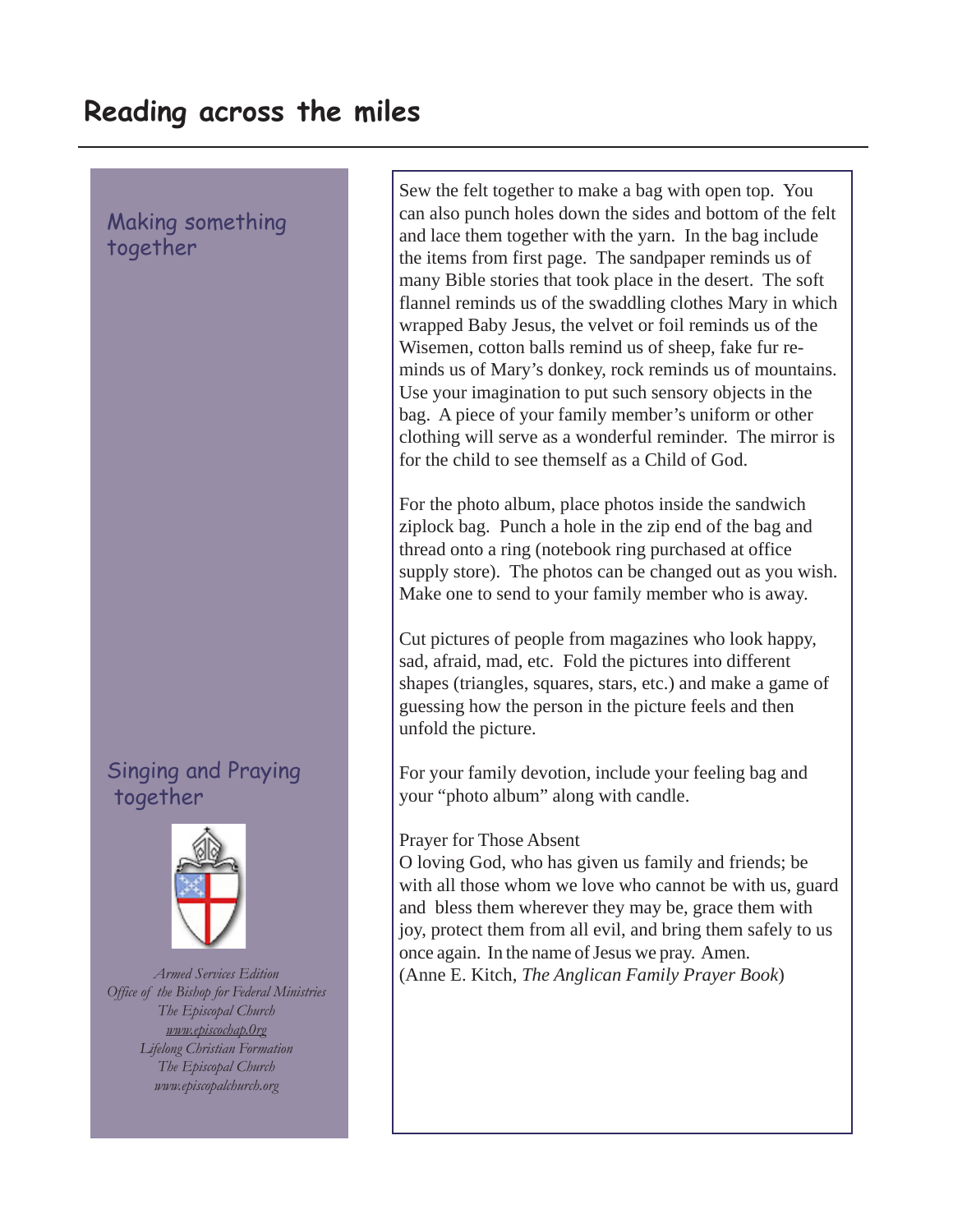# Reading across the miles

## Making something together

Sew the felt together to make a bag with open top. You can also punch holes down the sides and bottom of the felt and lace them together with the yarn. In the bag include the items from first page. The sandpaper reminds us of many Bible stories that took place in the desert. The soft flannel reminds us of the swaddling clothes Mary in which wrapped Baby Jesus, the velvet or foil reminds us of the Wisemen, cotton balls remind us of sheep, fake fur reminds us of Mary's donkey, rock reminds us of mountains. Use your imagination to put such sensory objects in the bag. A piece of your family member's uniform or other clothing will serve as a wonderful reminder. The mirror is for the child to see themself as a Child of God.

For the photo album, place photos inside the sandwich ziplock bag. Punch a hole in the zip end of the bag and thread onto a ring (notebook ring purchased at office supply store). The photos can be changed out as you wish. Make one to send to your family member who is away.

Cut pictures of people from magazines who look happy, sad, afraid, mad, etc. Fold the pictures into different shapes (triangles, squares, stars, etc.) and make a game of guessing how the person in the picture feels and then unfold the picture.

## Singing and Praying together

For your family devotion, include your feeling bag and your "photo album" along with candle.

Prayer for Those Absent

O loving God, who has given us family and friends; be with all those whom we love who cannot be with us, guard and bless them wherever they may be, grace them with joy, protect them from all evil, and bring them safely to us once again. In the name of Jesus we pray. Amen.

(Anne E. Kitch, *The Anglican Family Prayer Book*)

*Armed Services Edition*
*Office of the Bishop for Federal Ministries*
*The Episcopal Church*
*www.episcobap.Org*
*Lifelong Christian Formation*
*The Episcopal Church*
*www.episcopalchurch.org*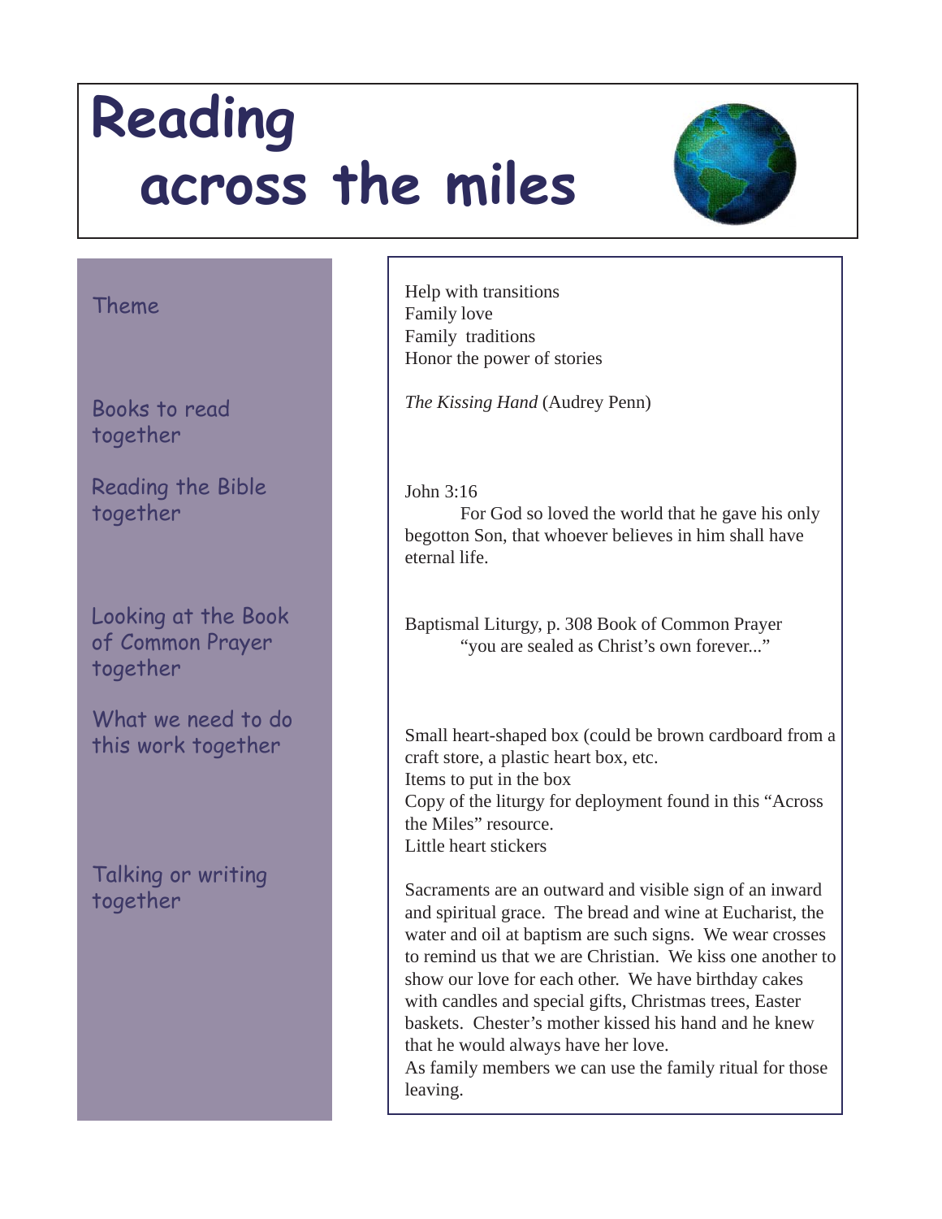# Reading across the miles

| | |
|---|---|
| Theme | Help with transitions<br>Family love<br>Family traditions<br>Honor the power of stories |
| Books to read together | *The Kissing Hand* (Audrey Penn) |
| Reading the Bible together | John 3:16<br>For God so loved the world that he gave his only begotton Son, that whoever believes in him shall have eternal life. |
| Looking at the Book of Common Prayer together | Baptismal Liturgy, p. 308 Book of Common Prayer<br>"you are sealed as Christ's own forever..." |
| What we need to do this work together | Small heart-shaped box (could be brown cardboard from a craft store, a plastic heart box, etc.<br>Items to put in the box<br>Copy of the liturgy for deployment found in this "Across the Miles" resource.<br>Little heart stickers |
| Talking or writing together | Sacraments are an outward and visible sign of an inward and spiritual grace. The bread and wine at Eucharist, the water and oil at baptism are such signs. We wear crosses to remind us that we are Christian. We kiss one another to show our love for each other. We have birthday cakes with candles and special gifts, Christmas trees, Easter baskets. Chester's mother kissed his hand and he knew that he would always have her love.<br>As family members we can use the family ritual for those leaving. |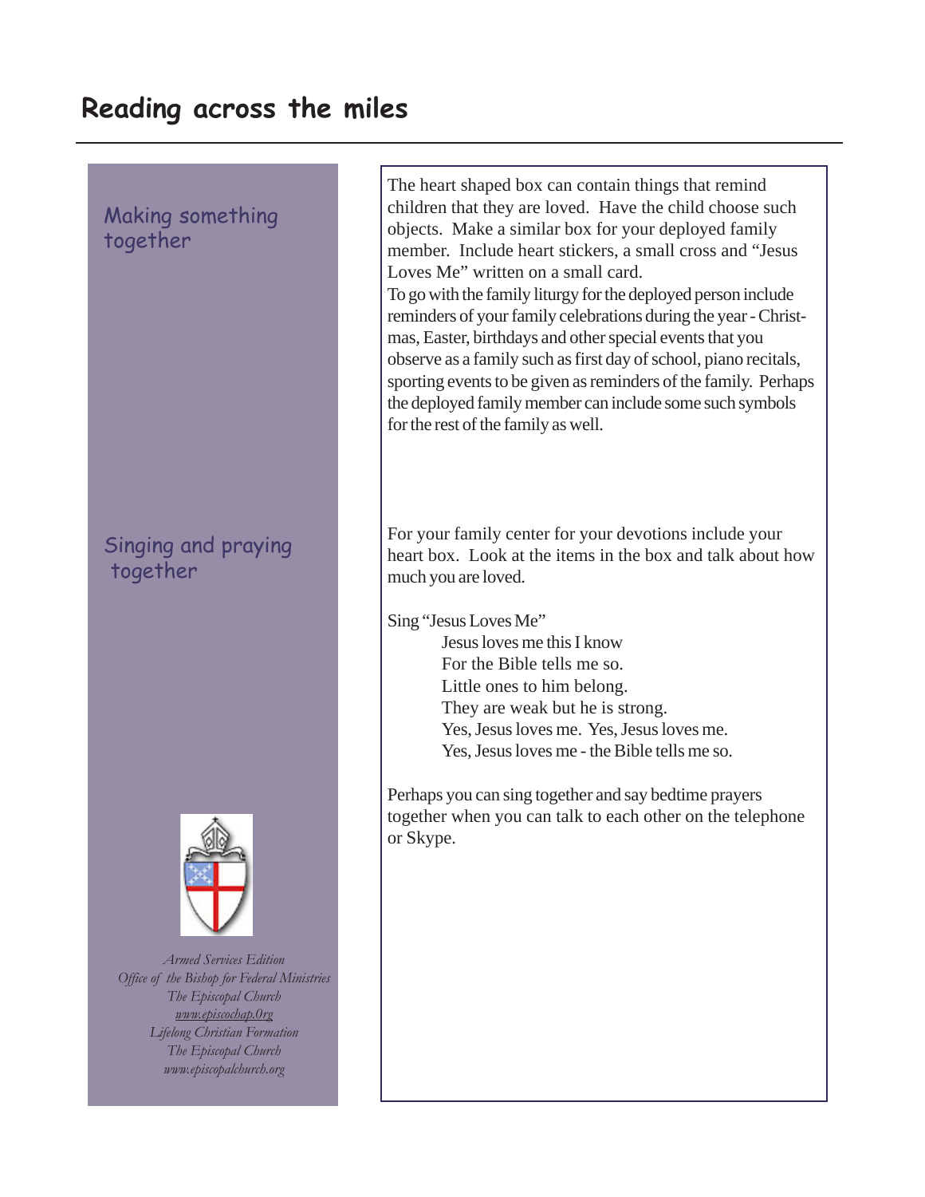# Reading across the miles

### Making something together

The heart shaped box can contain things that remind children that they are loved. Have the child choose such objects. Make a similar box for your deployed family member. Include heart stickers, a small cross and "Jesus Loves Me" written on a small card.

To go with the family liturgy for the deployed person include reminders of your family celebrations during the year - Christmas, Easter, birthdays and other special events that you observe as a family such as first day of school, piano recitals, sporting events to be given as reminders of the family. Perhaps the deployed family member can include some such symbols for the rest of the family as well.

### Singing and praying together

For your family center for your devotions include your heart box. Look at the items in the box and talk about how much you are loved.

Sing "Jesus Loves Me"

> Jesus loves me this I know
> For the Bible tells me so.
> Little ones to him belong.
> They are weak but he is strong.
> Yes, Jesus loves me. Yes, Jesus loves me.
> Yes, Jesus loves me - the Bible tells me so.

Perhaps you can sing together and say bedtime prayers together when you can talk to each other on the telephone or Skype.

*Armed Services Edition*
*Office of the Bishop for Federal Ministries*
*The Episcopal Church*
*www.episcochap.0rg*
*Lifelong Christian Formation*
*The Episcopal Church*
*www.episcopalchurch.org*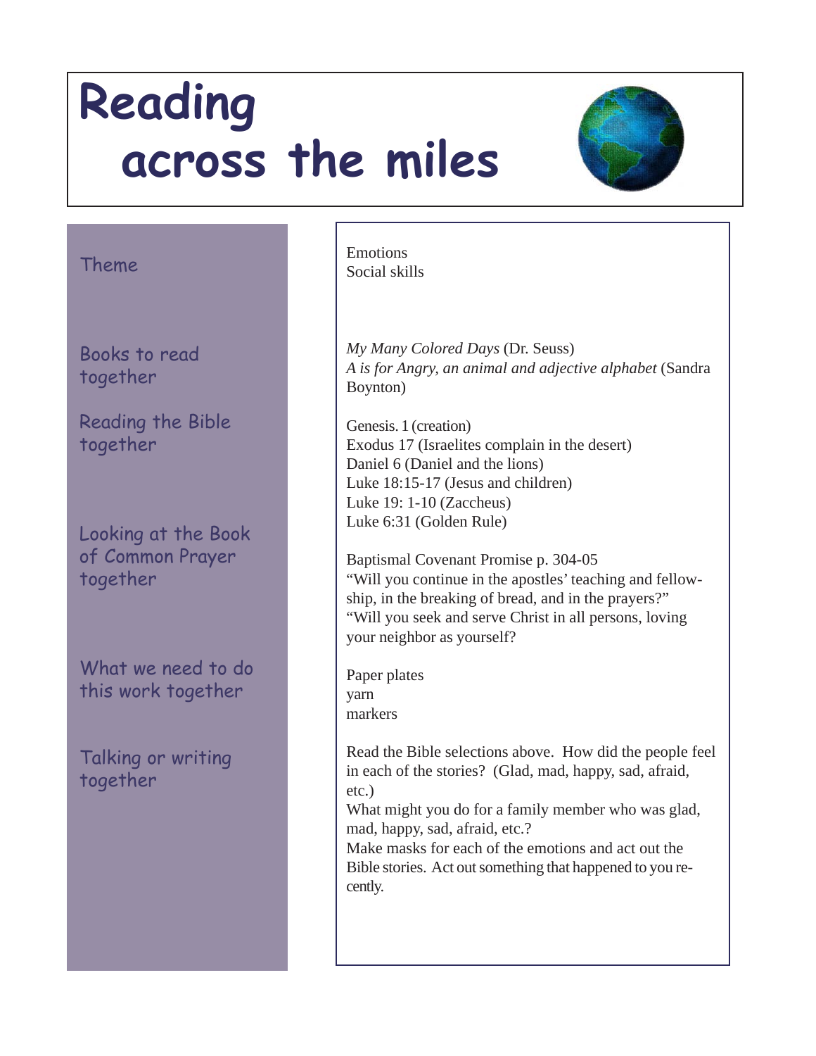# Reading across the miles

| | |
|---|---|
| Theme | Emotions<br>Social skills |
| Books to read together | *My Many Colored Days* (Dr. Seuss)<br>*A is for Angry, an animal and adjective alphabet* (Sandra Boynton) |
| Reading the Bible together | Genesis. 1 (creation)<br>Exodus 17 (Israelites complain in the desert)<br>Daniel 6 (Daniel and the lions)<br>Luke 18:15-17 (Jesus and children)<br>Luke 19: 1-10 (Zaccheus)<br>Luke 6:31 (Golden Rule) |
| Looking at the Book of Common Prayer together | Baptismal Covenant Promise p. 304-05<br>"Will you continue in the apostles' teaching and fellowship, in the breaking of bread, and in the prayers?"<br>"Will you seek and serve Christ in all persons, loving your neighbor as yourself? |
| What we need to do this work together | Paper plates<br>yarn<br>markers |
| Talking or writing together | Read the Bible selections above. How did the people feel in each of the stories? (Glad, mad, happy, sad, afraid, etc.)<br>What might you do for a family member who was glad, mad, happy, sad, afraid, etc.?<br>Make masks for each of the emotions and act out the Bible stories. Act out something that happened to you recently. |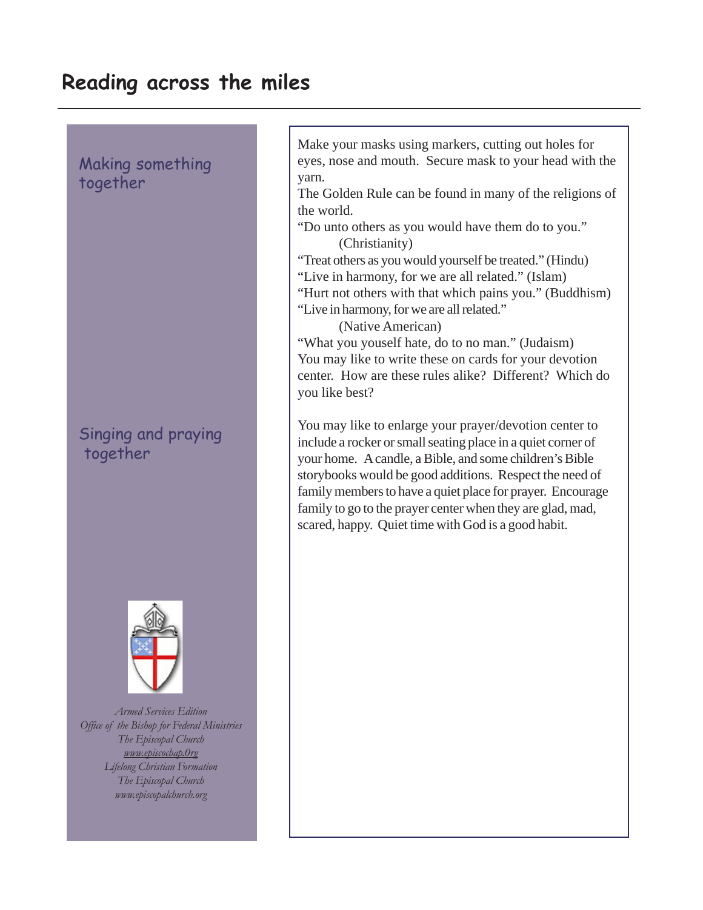# Reading across the miles

## Making something together

Make your masks using markers, cutting out holes for eyes, nose and mouth. Secure mask to your head with the yarn.

The Golden Rule can be found in many of the religions of the world.

"Do unto others as you would have them do to you." (Christianity)

"Treat others as you would yourself be treated." (Hindu)

"Live in harmony, for we are all related." (Islam)

"Hurt not others with that which pains you." (Buddhism)

"Live in harmony, for we are all related." (Native American)

"What you youself hate, do to no man." (Judaism)

You may like to write these on cards for your devotion center. How are these rules alike? Different? Which do you like best?

## Singing and praying together

You may like to enlarge your prayer/devotion center to include a rocker or small seating place in a quiet corner of your home. A candle, a Bible, and some children's Bible storybooks would be good additions. Respect the need of family members to have a quiet place for prayer. Encourage family to go to the prayer center when they are glad, mad, scared, happy. Quiet time with God is a good habit.

*Armed Services Edition*
*Office of the Bishop for Federal Ministries*
*The Episcopal Church*
*www.episcochap.Org*
*Lifelong Christian Formation*
*The Episcopal Church*
*www.episcopalchurch.org*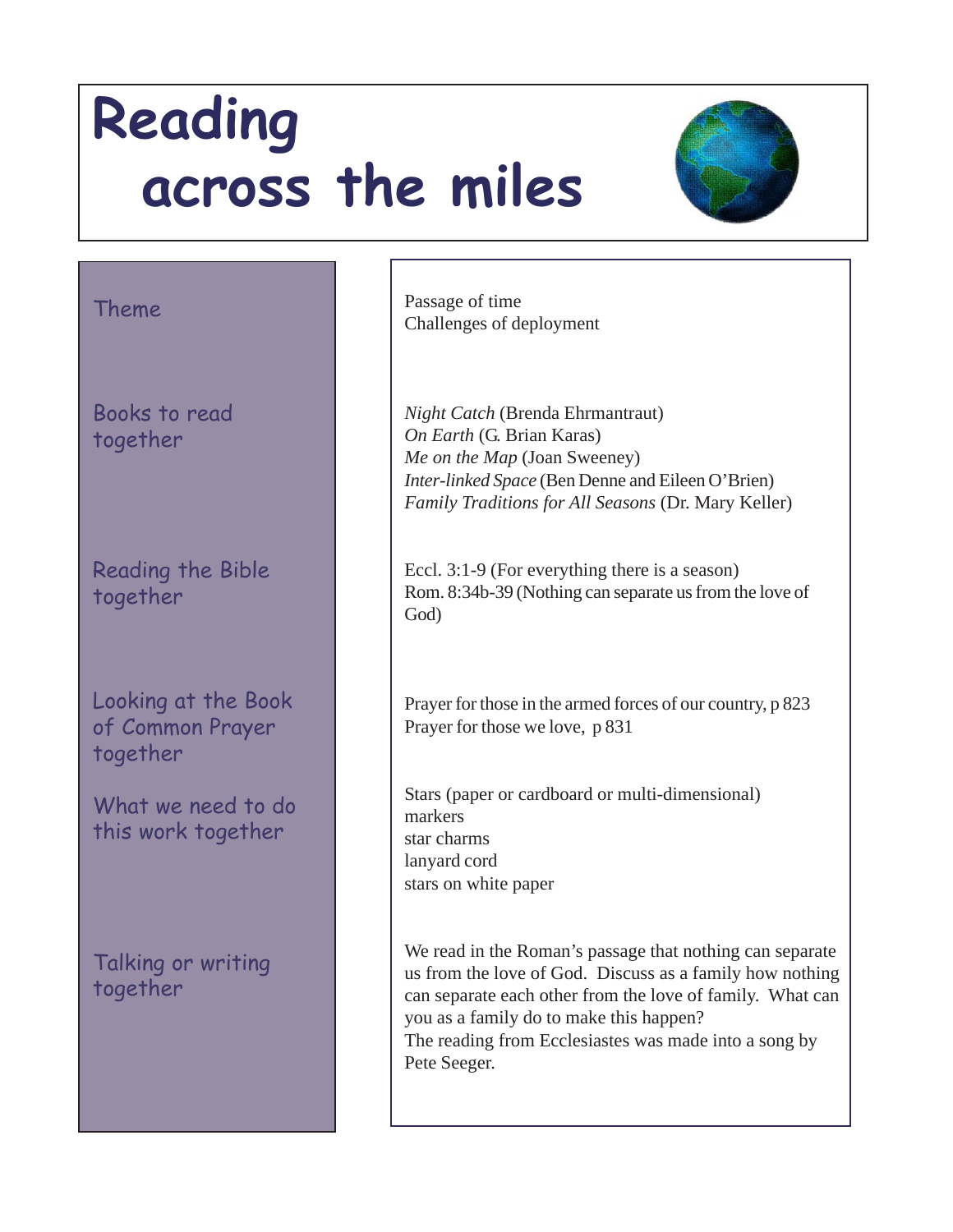# Reading across the miles

| | |
|---|---|
| Theme | Passage of time<br>Challenges of deployment |
| Books to read together | *Night Catch* (Brenda Ehrmantraut)<br>*On Earth* (G. Brian Karas)<br>*Me on the Map* (Joan Sweeney)<br>*Inter-linked Space* (Ben Denne and Eileen O'Brien)<br>*Family Traditions for All Seasons* (Dr. Mary Keller) |
| Reading the Bible together | Eccl. 3:1-9 (For everything there is a season)<br>Rom. 8:34b-39 (Nothing can separate us from the love of God) |
| Looking at the Book of Common Prayer together | Prayer for those in the armed forces of our country, p 823<br>Prayer for those we love, p 831 |
| What we need to do this work together | Stars (paper or cardboard or multi-dimensional)<br>markers<br>star charms<br>lanyard cord<br>stars on white paper |
| Talking or writing together | We read in the Roman's passage that nothing can separate us from the love of God. Discuss as a family how nothing can separate each other from the love of family. What can you as a family do to make this happen?<br>The reading from Ecclesiastes was made into a song by Pete Seeger. |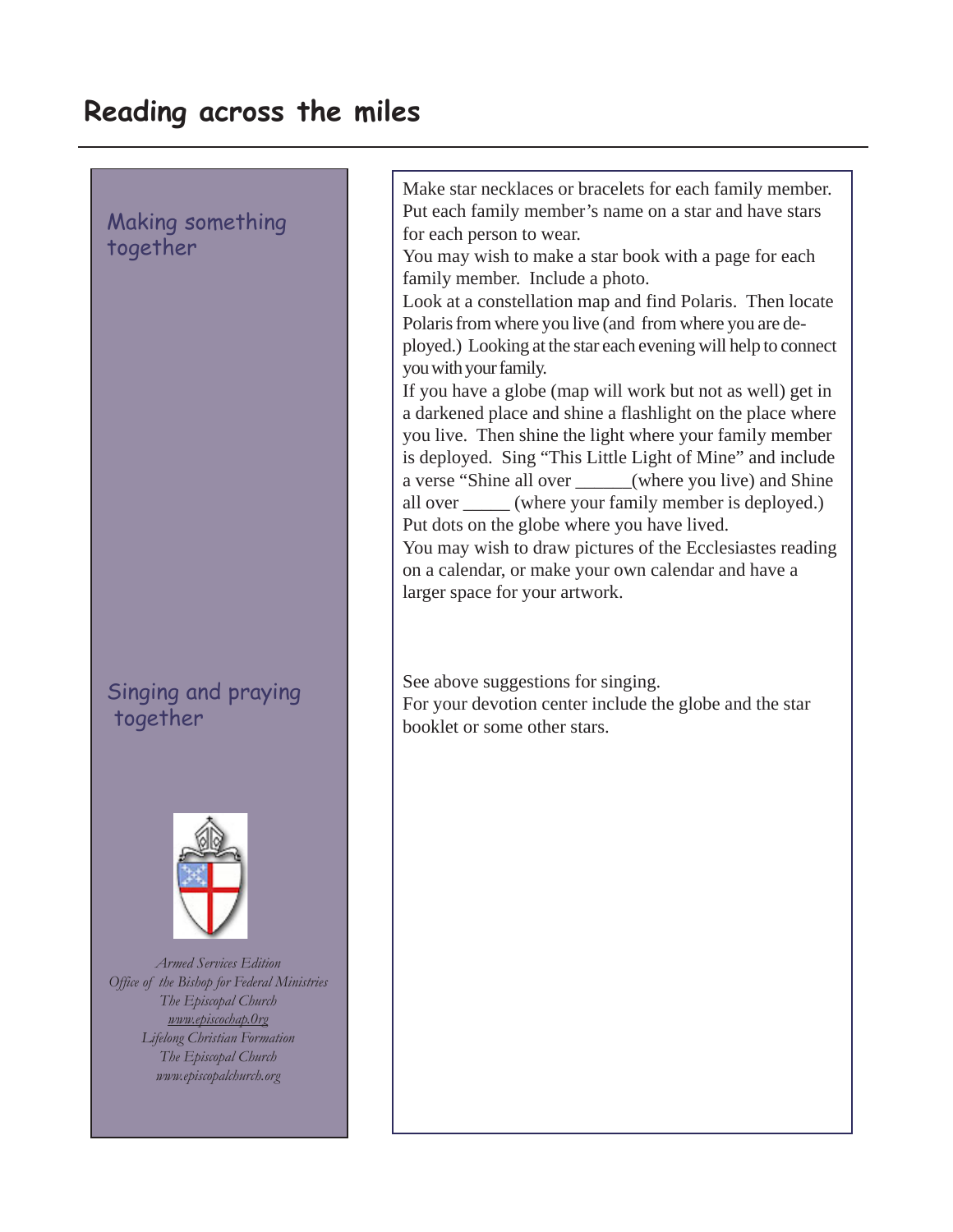# Reading across the miles

## Making something together

Make star necklaces or bracelets for each family member. Put each family member's name on a star and have stars for each person to wear.

You may wish to make a star book with a page for each family member. Include a photo.

Look at a constellation map and find Polaris. Then locate Polaris from where you live (and from where you are deployed.) Looking at the star each evening will help to connect you with your family.

If you have a globe (map will work but not as well) get in a darkened place and shine a flashlight on the place where you live. Then shine the light where your family member is deployed. Sing "This Little Light of Mine" and include a verse "Shine all over ______(where you live) and Shine all over _____ (where your family member is deployed.) Put dots on the globe where you have lived.

You may wish to draw pictures of the Ecclesiastes reading on a calendar, or make your own calendar and have a larger space for your artwork.

## Singing and praying together

See above suggestions for singing.

For your devotion center include the globe and the star booklet or some other stars.

*Armed Services Edition*
*Office of the Bishop for Federal Ministries*
*The Episcopal Church*
*www.episcochap.Org*
*Lifelong Christian Formation*
*The Episcopal Church*
*www.episcopalchurch.org*